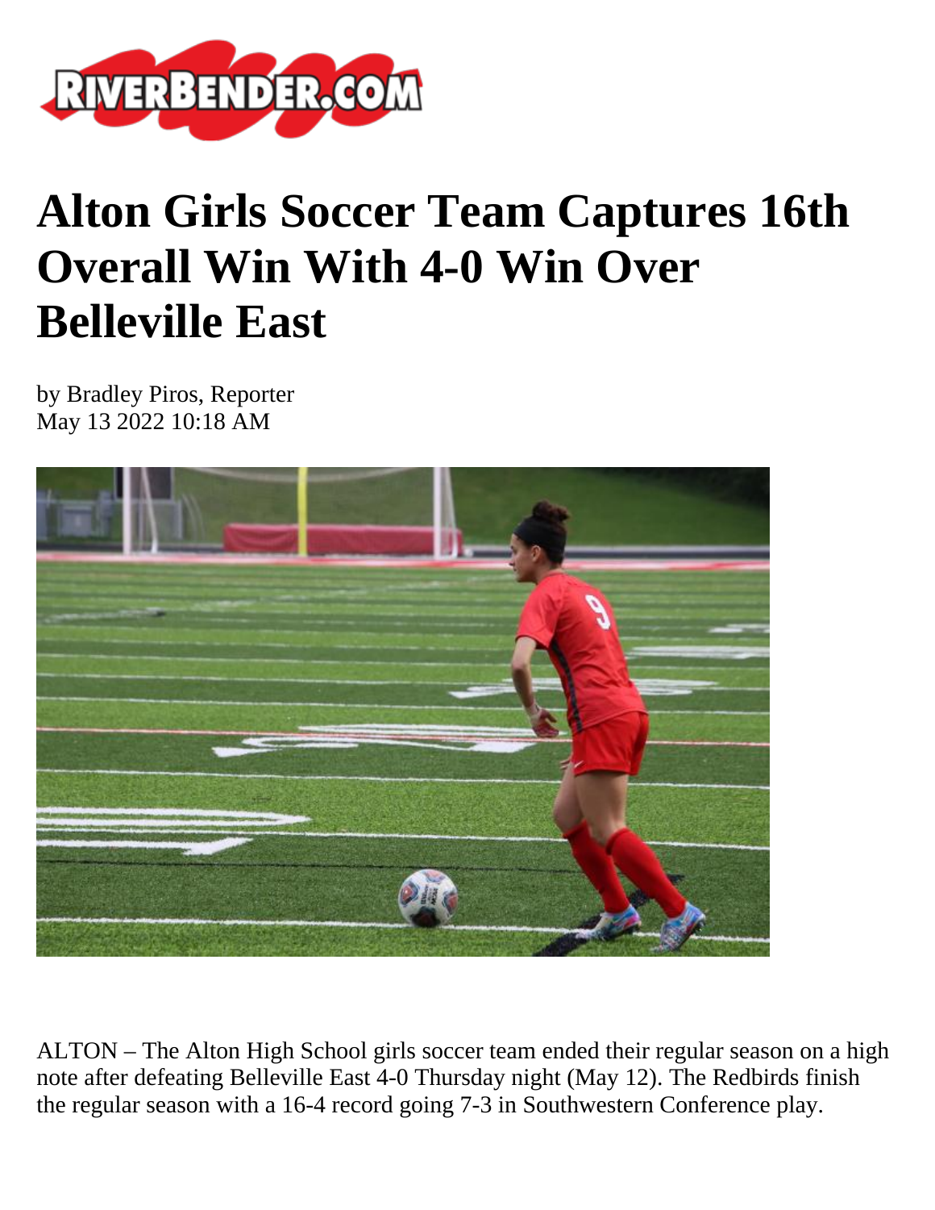# Alton Girls Soccer Team Captures 16th Overall Win With 4-0 Win Over Belleville East

by Bradley Piros, Reporter
May 13 2022 10:18 AM

ALTON – The Alton High School girls soccer team ended their regular season on a high note after defeating Belleville East 4-0 Thursday night (May 12). The Redbirds finish the regular season with a 16-4 record going 7-3 in Southwestern Conference play.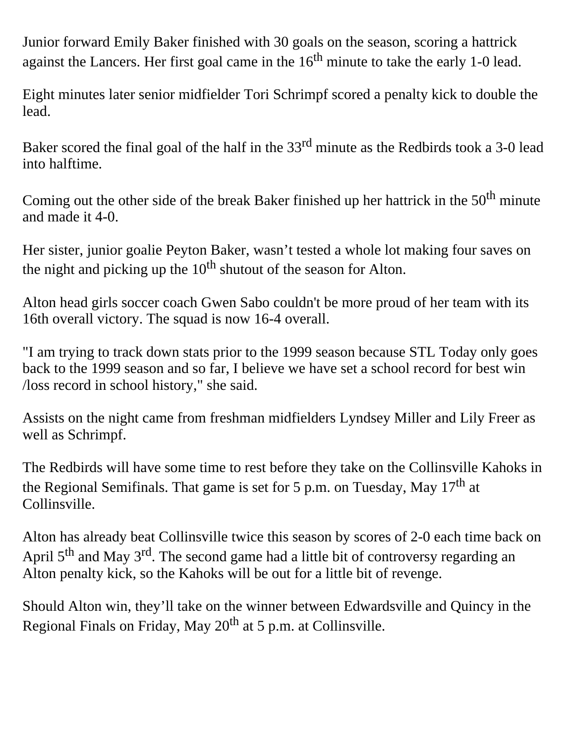Junior forward Emily Baker finished with 30 goals on the season, scoring a hattrick against the Lancers. Her first goal came in the 16th minute to take the early 1-0 lead.

Eight minutes later senior midfielder Tori Schrimpf scored a penalty kick to double the lead.

Baker scored the final goal of the half in the 33rd minute as the Redbirds took a 3-0 lead into halftime.

Coming out the other side of the break Baker finished up her hattrick in the 50th minute and made it 4-0.

Her sister, junior goalie Peyton Baker, wasn't tested a whole lot making four saves on the night and picking up the 10th shutout of the season for Alton.

Alton head girls soccer coach Gwen Sabo couldn't be more proud of her team with its 16th overall victory. The squad is now 16-4 overall.

"I am trying to track down stats prior to the 1999 season because STL Today only goes back to the 1999 season and so far, I believe we have set a school record for best win /loss record in school history," she said.

Assists on the night came from freshman midfielders Lyndsey Miller and Lily Freer as well as Schrimpf.

The Redbirds will have some time to rest before they take on the Collinsville Kahoks in the Regional Semifinals. That game is set for 5 p.m. on Tuesday, May 17th at Collinsville.

Alton has already beat Collinsville twice this season by scores of 2-0 each time back on April 5th and May 3rd. The second game had a little bit of controversy regarding an Alton penalty kick, so the Kahoks will be out for a little bit of revenge.

Should Alton win, they'll take on the winner between Edwardsville and Quincy in the Regional Finals on Friday, May 20th at 5 p.m. at Collinsville.